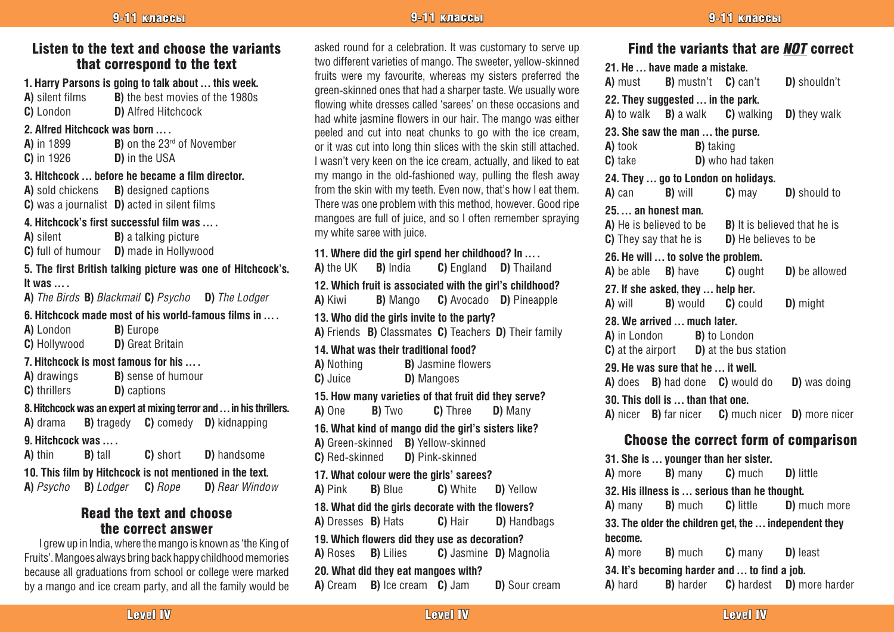## Listen to the text and choose the variants that correspond to the text

**1. Harry Parsons is going to talk about … this week.**
**A)** silent films **B)** the best movies of the 1980s
**C)** London **D)** Alfred Hitchcock

**2. Alfred Hitchcock was born … .**
**A)** in 1899 **B)** on the 23rd of November
**C)** in 1926 **D)** in the USA

**3. Hitchcock … before he became a film director.**
**A)** sold chickens **B)** designed captions
**C)** was a journalist **D)** acted in silent films

**4. Hitchcock's first successful film was … .**
**A)** silent **B)** a talking picture
**C)** full of humour **D)** made in Hollywood

**5. The first British talking picture was one of Hitchcock's. It was … .**
**A)** *The Birds* **B)** *Blackmail* **C)** *Psycho* **D)** *The Lodger*

**6. Hitchcock made most of his world-famous films in … .**
**A)** London **B)** Europe
**C)** Hollywood **D)** Great Britain

**7. Hitchcock is most famous for his … .**
**A)** drawings **B)** sense of humour
**C)** thrillers **D)** captions

**8. Hitchcock was an expert at mixing terror and … in his thrillers.**
**A)** drama **B)** tragedy **C)** comedy **D)** kidnapping

**9. Hitchcock was … .**
**A)** thin **B)** tall **C)** short **D)** handsome

**10. This film by Hitchcock is not mentioned in the text.**
**A)** *Psycho* **B)** *Lodger* **C)** *Rope* **D)** *Rear Window*

## Read the text and choose the correct answer

I grew up in India, where the mango is known as 'the King of Fruits'. Mangoes always bring back happy childhood memories because all graduations from school or college were marked by a mango and ice cream party, and all the family would be asked round for a celebration. It was customary to serve up two different varieties of mango. The sweeter, yellow-skinned fruits were my favourite, whereas my sisters preferred the green-skinned ones that had a sharper taste. We usually wore flowing white dresses called 'sarees' on these occasions and had white jasmine flowers in our hair. The mango was either peeled and cut into neat chunks to go with the ice cream, or it was cut into long thin slices with the skin still attached. I wasn't very keen on the ice cream, actually, and liked to eat my mango in the old-fashioned way, pulling the flesh away from the skin with my teeth. Even now, that's how I eat them. There was one problem with this method, however. Good ripe mangoes are full of juice, and so I often remember spraying my white saree with juice.

**11. Where did the girl spend her childhood? In … .**
**A)** the UK **B)** India **C)** England **D)** Thailand

**12. Which fruit is associated with the girl's childhood?**
**A)** Kiwi **B)** Mango **C)** Avocado **D)** Pineapple

**13. Who did the girls invite to the party?**
**A)** Friends **B)** Classmates **C)** Teachers **D)** Their family

**14. What was their traditional food?**
**A)** Nothing **B)** Jasmine flowers
**C)** Juice **D)** Mangoes

**15. How many varieties of that fruit did they serve?**
**A)** One **B)** Two **C)** Three **D)** Many

**16. What kind of mango did the girl's sisters like?**
**A)** Green-skinned **B)** Yellow-skinned
**C)** Red-skinned **D)** Pink-skinned

**17. What colour were the girls' sarees?**
**A)** Pink **B)** Blue **C)** White **D)** Yellow

**18. What did the girls decorate with the flowers?**
**A)** Dresses **B)** Hats **C)** Hair **D)** Handbags

**19. Which flowers did they use as decoration?**
**A)** Roses **B)** Lilies **C)** Jasmine **D)** Magnolia

**20. What did they eat mangoes with?**
**A)** Cream **B)** Ice cream **C)** Jam **D)** Sour cream

## Find the variants that are *NOT* correct

**21. He … have made a mistake.**
**A)** must **B)** mustn't **C)** can't **D)** shouldn't

**22. They suggested … in the park.**
**A)** to walk **B)** a walk **C)** walking **D)** they walk

**23. She saw the man … the purse.**
**A)** took **B)** taking
**C)** take **D)** who had taken

**24. They … go to London on holidays.**
**A)** can **B)** will **C)** may **D)** should to

**25. … an honest man.**
**A)** He is believed to be **B)** It is believed that he is
**C)** They say that he is **D)** He believes to be

**26. He will … to solve the problem.**
**A)** be able **B)** have **C)** ought **D)** be allowed

**27. If she asked, they … help her.**
**A)** will **B)** would **C)** could **D)** might

**28. We arrived … much later.**
**A)** in London **B)** to London
**C)** at the airport **D)** at the bus station

**29. He was sure that he … it well.**
**A)** does **B)** had done **C)** would do **D)** was doing

**30. This doll is … than that one.**
**A)** nicer **B)** far nicer **C)** much nicer **D)** more nicer

## Choose the correct form of comparison

**31. She is … younger than her sister.**
**A)** more **B)** many **C)** much **D)** little

**32. His illness is … serious than he thought.**
**A)** many **B)** much **C)** little **D)** much more

**33. The older the children get, the … independent they become.**
**A)** more **B)** much **C)** many **D)** least

**34. It's becoming harder and … to find a job.**
**A)** hard **B)** harder **C)** hardest **D)** more harder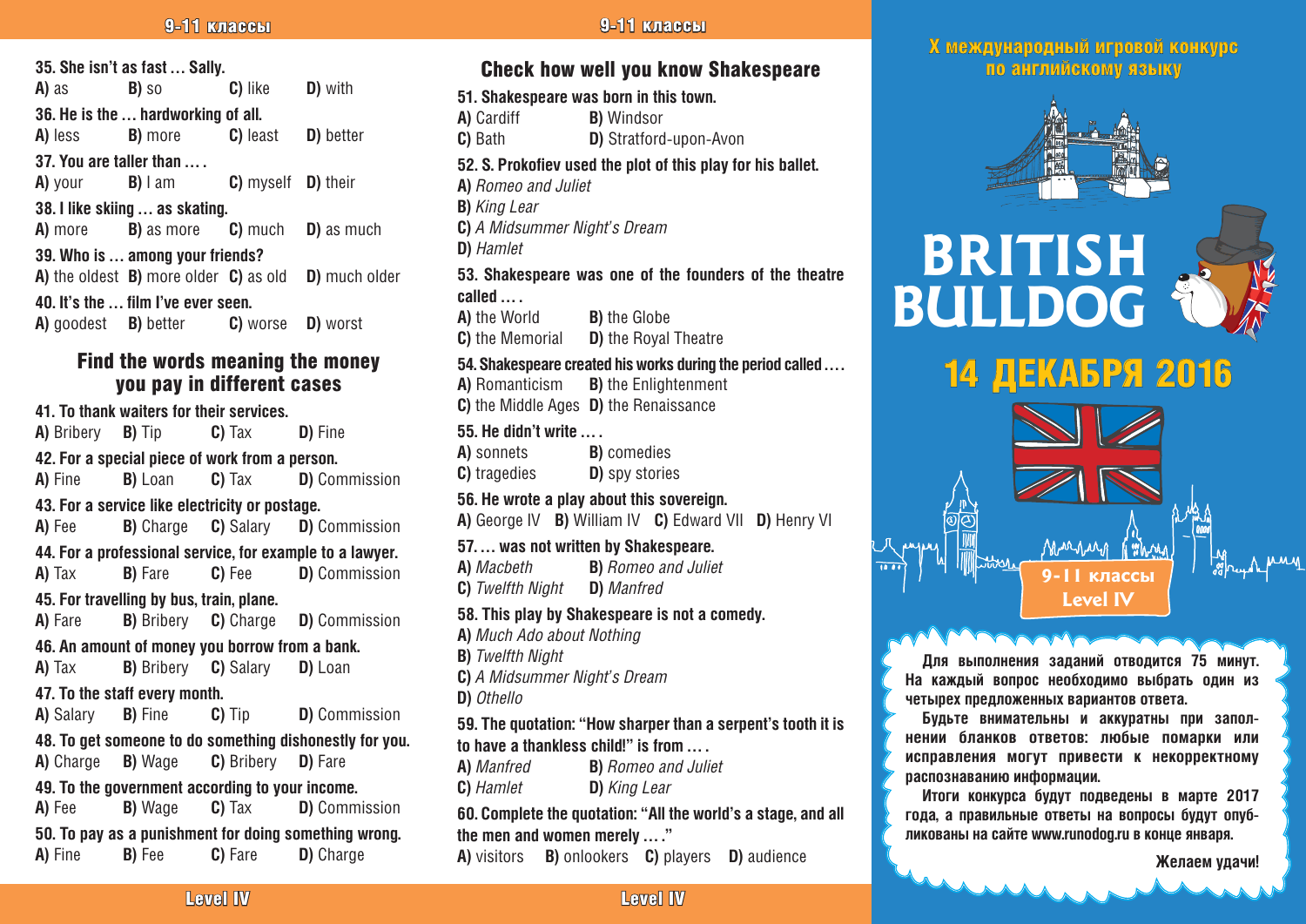35. She isn't as fast … Sally.
**A)** as **B)** so **C)** like **D)** with

36. He is the … hardworking of all.
**A)** less **B)** more **C)** least **D)** better

37. You are taller than … .
**A)** your **B)** I am **C)** myself **D)** their

38. I like skiing … as skating.
**A)** more **B)** as more **C)** much **D)** as much

39. Who is … among your friends?
**A)** the oldest **B)** more older **C)** as old **D)** much older

40. It's the … film I've ever seen.
**A)** goodest **B)** better **C)** worse **D)** worst

## Find the words meaning the money you pay in different cases

41. To thank waiters for their services.
**A)** Bribery **B)** Tip **C)** Tax **D)** Fine

42. For a special piece of work from a person.
**A)** Fine **B)** Loan **C)** Tax **D)** Commission

43. For a service like electricity or postage.
**A)** Fee **B)** Charge **C)** Salary **D)** Commission

44. For a professional service, for example to a lawyer.
**A)** Tax **B)** Fare **C)** Fee **D)** Commission

45. For travelling by bus, train, plane.
**A)** Fare **B)** Bribery **C)** Charge **D)** Commission

46. An amount of money you borrow from a bank.
**A)** Tax **B)** Bribery **C)** Salary **D)** Loan

47. To the staff every month.
**A)** Salary **B)** Fine **C)** Tip **D)** Commission

48. To get someone to do something dishonestly for you.
**A)** Charge **B)** Wage **C)** Bribery **D)** Fare

49. To the government according to your income.
**A)** Fee **B)** Wage **C)** Tax **D)** Commission

50. To pay as a punishment for doing something wrong.
**A)** Fine **B)** Fee **C)** Fare **D)** Charge

## Check how well you know Shakespeare

51. Shakespeare was born in this town.
**A)** Cardiff **B)** Windsor
**C)** Bath **D)** Stratford-upon-Avon

52. S. Prokofiev used the plot of this play for his ballet.
**A)** *Romeo and Juliet*
**B)** *King Lear*
**C)** *A Midsummer Night's Dream*
**D)** *Hamlet*

53. Shakespeare was one of the founders of the theatre called … .
**A)** the World **B)** the Globe
**C)** the Memorial **D)** the Royal Theatre

54. Shakespeare created his works during the period called … .
**A)** Romanticism **B)** the Enlightenment
**C)** the Middle Ages **D)** the Renaissance

55. He didn't write … .
**A)** sonnets **B)** comedies
**C)** tragedies **D)** spy stories

56. He wrote a play about this sovereign.
**A)** George IV **B)** William IV **C)** Edward VII **D)** Henry VI

57. … was not written by Shakespeare.
**A)** *Macbeth* **B)** *Romeo and Juliet*
**C)** *Twelfth Night* **D)** *Manfred*

58. This play by Shakespeare is not a comedy.
**A)** *Much Ado about Nothing*
**B)** *Twelfth Night*
**C)** *A Midsummer Night's Dream*
**D)** *Othello*

59. The quotation: "How sharper than a serpent's tooth it is to have a thankless child!" is from … .
**A)** *Manfred* **B)** *Romeo and Juliet*
**C)** *Hamlet* **D)** *King Lear*

60. Complete the quotation: "All the world's a stage, and all the men and women merely … ."
**A)** visitors **B)** onlookers **C)** players **D)** audience

X международный игровой конкурс по английскому языку

# BRITISH BULLDOG

## 14 ДЕКАБРЯ 2016

9-11 классы
Level IV

Для выполнения заданий отводится 75 минут. На каждый вопрос необходимо выбрать один из четырех предложенных вариантов ответа.

Будьте внимательны и аккуратны при заполнении бланков ответов: любые помарки или исправления могут привести к некорректному распознаванию информации.

Итоги конкурса будут подведены в марте 2017 года, а правильные ответы на вопросы будут опубликованы на сайте www.runodog.ru в конце января.

**Желаем удачи!**